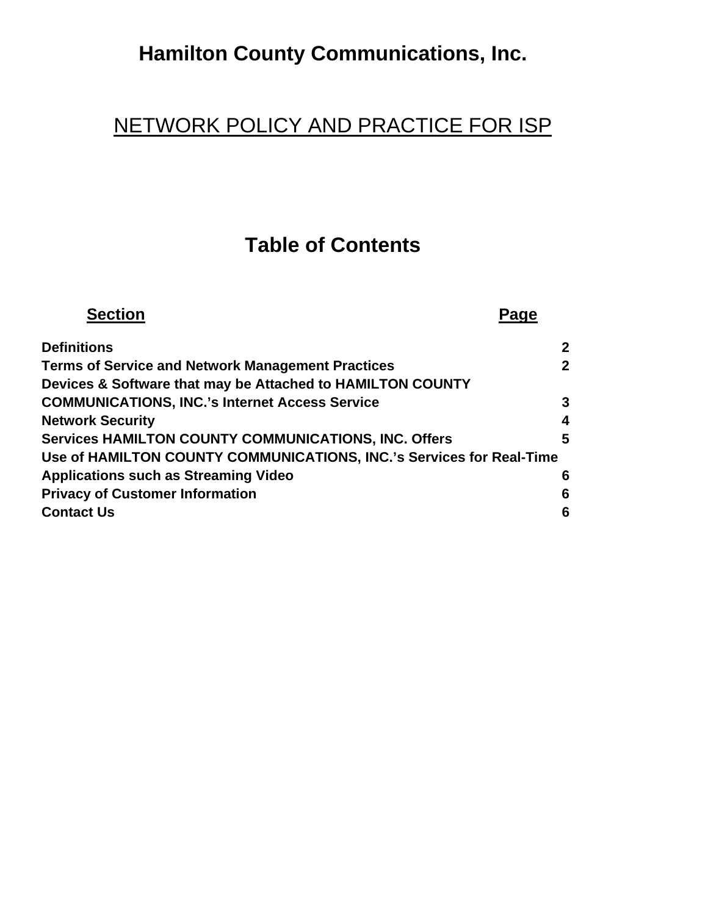# Hamilton County Communications, Inc.

## NETWORK POLICY AND PRACTICE FOR ISP

## Table of Contents

| Section | Page |
| --- | --- |
| **Definitions** | **2** |
| **Terms of Service and Network Management Practices** | **2** |
| **Devices & Software that may be Attached to HAMILTON COUNTY COMMUNICATIONS, INC.'s Internet Access Service** | **3** |
| **Network Security** | **4** |
| **Services HAMILTON COUNTY COMMUNICATIONS, INC. Offers** | **5** |
| **Use of HAMILTON COUNTY COMMUNICATIONS, INC.'s Services for Real-Time Applications such as Streaming Video** | **6** |
| **Privacy of Customer Information** | **6** |
| **Contact Us** | **6** |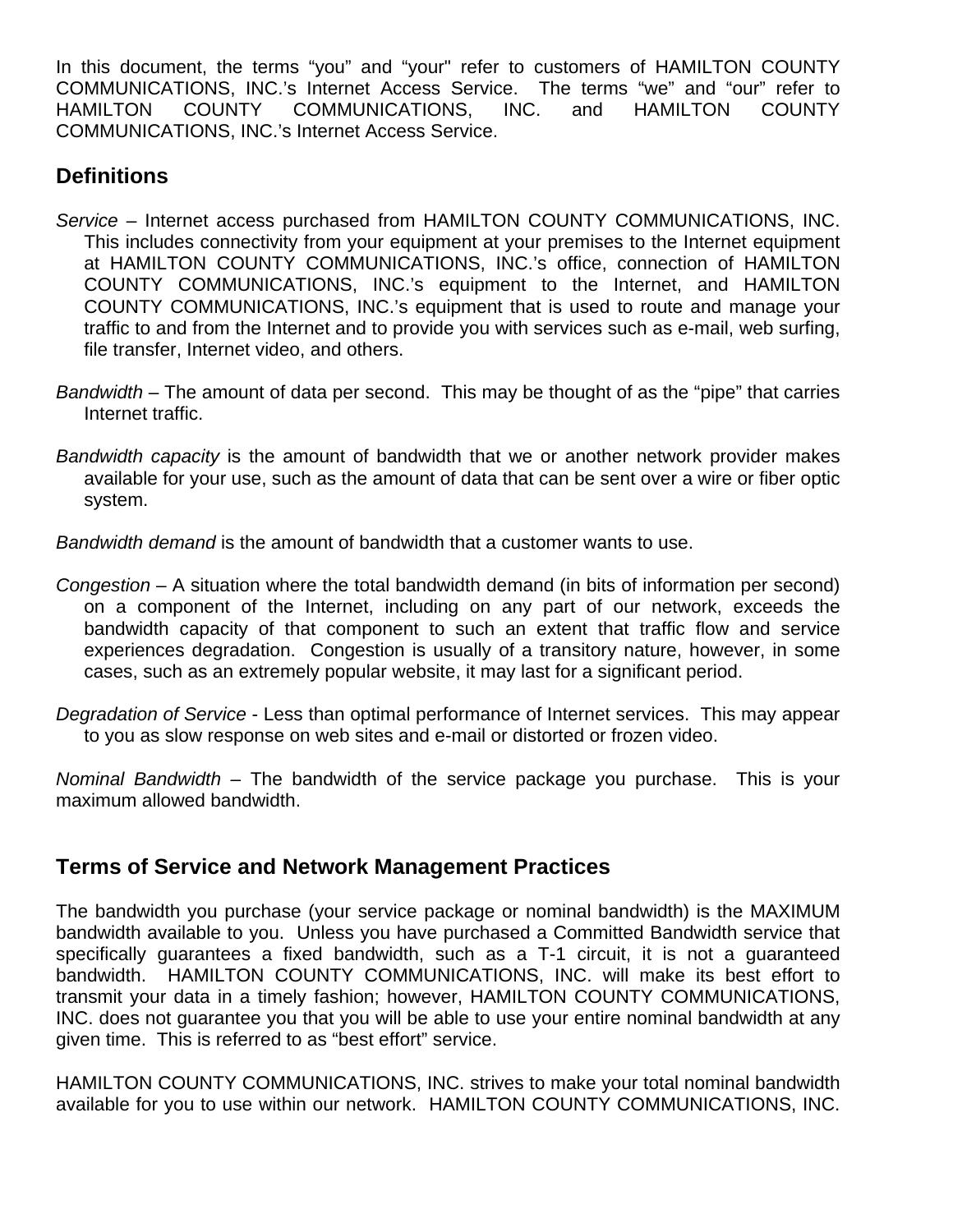In this document, the terms “you” and “your" refer to customers of HAMILTON COUNTY COMMUNICATIONS, INC.’s Internet Access Service. The terms “we” and “our” refer to HAMILTON COUNTY COMMUNICATIONS, INC. and HAMILTON COUNTY COMMUNICATIONS, INC.’s Internet Access Service.

## Definitions

*Service* – Internet access purchased from HAMILTON COUNTY COMMUNICATIONS, INC. This includes connectivity from your equipment at your premises to the Internet equipment at HAMILTON COUNTY COMMUNICATIONS, INC.’s office, connection of HAMILTON COUNTY COMMUNICATIONS, INC.’s equipment to the Internet, and HAMILTON COUNTY COMMUNICATIONS, INC.’s equipment that is used to route and manage your traffic to and from the Internet and to provide you with services such as e-mail, web surfing, file transfer, Internet video, and others.

*Bandwidth* – The amount of data per second. This may be thought of as the “pipe” that carries Internet traffic.

*Bandwidth capacity* is the amount of bandwidth that we or another network provider makes available for your use, such as the amount of data that can be sent over a wire or fiber optic system.

*Bandwidth demand* is the amount of bandwidth that a customer wants to use.

*Congestion* – A situation where the total bandwidth demand (in bits of information per second) on a component of the Internet, including on any part of our network, exceeds the bandwidth capacity of that component to such an extent that traffic flow and service experiences degradation. Congestion is usually of a transitory nature, however, in some cases, such as an extremely popular website, it may last for a significant period.

*Degradation of Service* - Less than optimal performance of Internet services. This may appear to you as slow response on web sites and e-mail or distorted or frozen video.

*Nominal Bandwidth* – The bandwidth of the service package you purchase. This is your maximum allowed bandwidth.

## Terms of Service and Network Management Practices

The bandwidth you purchase (your service package or nominal bandwidth) is the MAXIMUM bandwidth available to you. Unless you have purchased a Committed Bandwidth service that specifically guarantees a fixed bandwidth, such as a T-1 circuit, it is not a guaranteed bandwidth. HAMILTON COUNTY COMMUNICATIONS, INC. will make its best effort to transmit your data in a timely fashion; however, HAMILTON COUNTY COMMUNICATIONS, INC. does not guarantee you that you will be able to use your entire nominal bandwidth at any given time. This is referred to as “best effort” service.

HAMILTON COUNTY COMMUNICATIONS, INC. strives to make your total nominal bandwidth available for you to use within our network. HAMILTON COUNTY COMMUNICATIONS, INC.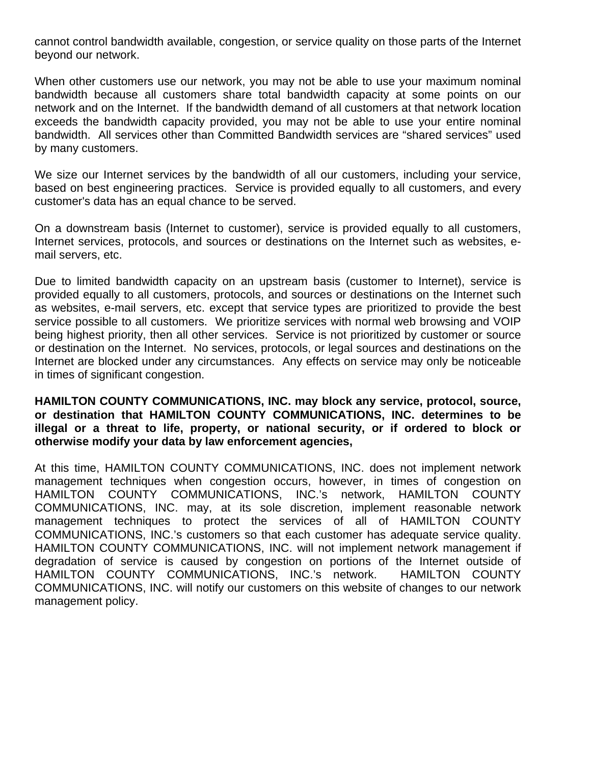cannot control bandwidth available, congestion, or service quality on those parts of the Internet beyond our network.

When other customers use our network, you may not be able to use your maximum nominal bandwidth because all customers share total bandwidth capacity at some points on our network and on the Internet. If the bandwidth demand of all customers at that network location exceeds the bandwidth capacity provided, you may not be able to use your entire nominal bandwidth. All services other than Committed Bandwidth services are “shared services” used by many customers.

We size our Internet services by the bandwidth of all our customers, including your service, based on best engineering practices. Service is provided equally to all customers, and every customer's data has an equal chance to be served.

On a downstream basis (Internet to customer), service is provided equally to all customers, Internet services, protocols, and sources or destinations on the Internet such as websites, e-mail servers, etc.

Due to limited bandwidth capacity on an upstream basis (customer to Internet), service is provided equally to all customers, protocols, and sources or destinations on the Internet such as websites, e-mail servers, etc. except that service types are prioritized to provide the best service possible to all customers. We prioritize services with normal web browsing and VOIP being highest priority, then all other services. Service is not prioritized by customer or source or destination on the Internet. No services, protocols, or legal sources and destinations on the Internet are blocked under any circumstances. Any effects on service may only be noticeable in times of significant congestion.

**HAMILTON COUNTY COMMUNICATIONS, INC. may block any service, protocol, source, or destination that HAMILTON COUNTY COMMUNICATIONS, INC. determines to be illegal or a threat to life, property, or national security, or if ordered to block or otherwise modify your data by law enforcement agencies,**

At this time, HAMILTON COUNTY COMMUNICATIONS, INC. does not implement network management techniques when congestion occurs, however, in times of congestion on HAMILTON COUNTY COMMUNICATIONS, INC.’s network, HAMILTON COUNTY COMMUNICATIONS, INC. may, at its sole discretion, implement reasonable network management techniques to protect the services of all of HAMILTON COUNTY COMMUNICATIONS, INC.’s customers so that each customer has adequate service quality. HAMILTON COUNTY COMMUNICATIONS, INC. will not implement network management if degradation of service is caused by congestion on portions of the Internet outside of HAMILTON COUNTY COMMUNICATIONS, INC.’s network. HAMILTON COUNTY COMMUNICATIONS, INC. will notify our customers on this website of changes to our network management policy.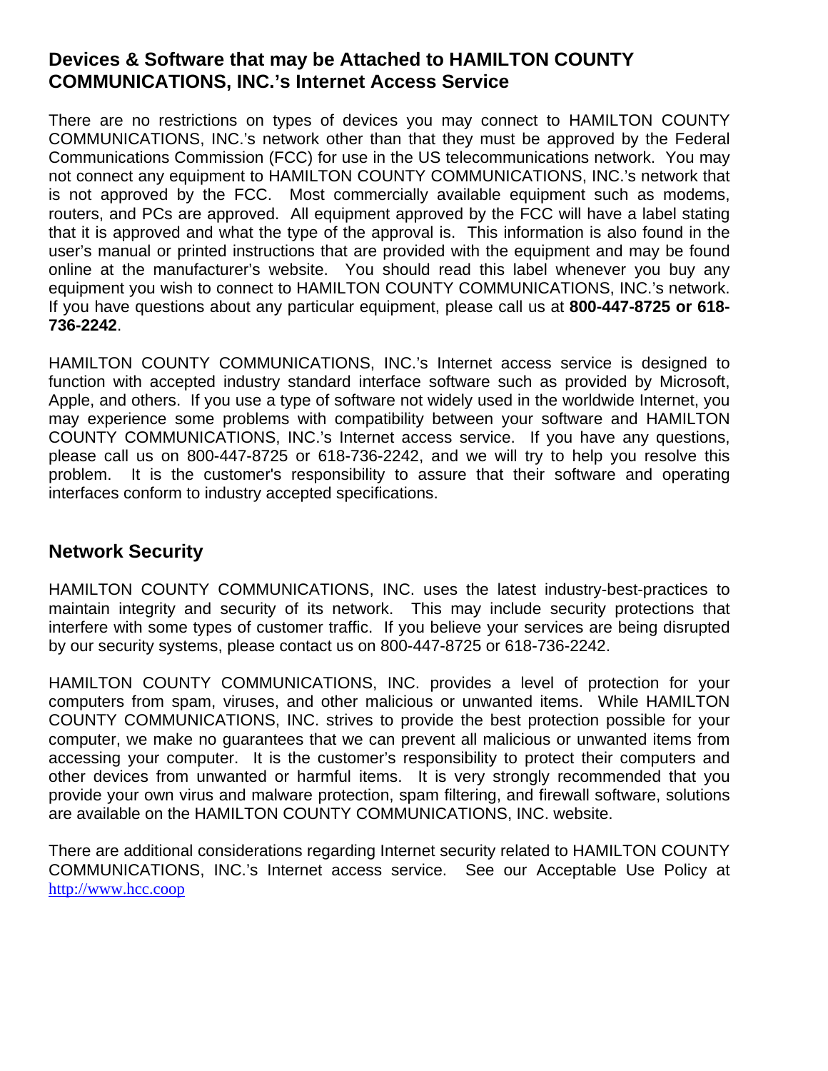## Devices & Software that may be Attached to HAMILTON COUNTY COMMUNICATIONS, INC.'s Internet Access Service

There are no restrictions on types of devices you may connect to HAMILTON COUNTY COMMUNICATIONS, INC.'s network other than that they must be approved by the Federal Communications Commission (FCC) for use in the US telecommunications network. You may not connect any equipment to HAMILTON COUNTY COMMUNICATIONS, INC.'s network that is not approved by the FCC. Most commercially available equipment such as modems, routers, and PCs are approved. All equipment approved by the FCC will have a label stating that it is approved and what the type of the approval is. This information is also found in the user's manual or printed instructions that are provided with the equipment and may be found online at the manufacturer's website. You should read this label whenever you buy any equipment you wish to connect to HAMILTON COUNTY COMMUNICATIONS, INC.'s network. If you have questions about any particular equipment, please call us at **800-447-8725 or 618-736-2242**.

HAMILTON COUNTY COMMUNICATIONS, INC.'s Internet access service is designed to function with accepted industry standard interface software such as provided by Microsoft, Apple, and others. If you use a type of software not widely used in the worldwide Internet, you may experience some problems with compatibility between your software and HAMILTON COUNTY COMMUNICATIONS, INC.'s Internet access service. If you have any questions, please call us on 800-447-8725 or 618-736-2242, and we will try to help you resolve this problem. It is the customer's responsibility to assure that their software and operating interfaces conform to industry accepted specifications.

## Network Security

HAMILTON COUNTY COMMUNICATIONS, INC. uses the latest industry-best-practices to maintain integrity and security of its network. This may include security protections that interfere with some types of customer traffic. If you believe your services are being disrupted by our security systems, please contact us on 800-447-8725 or 618-736-2242.

HAMILTON COUNTY COMMUNICATIONS, INC. provides a level of protection for your computers from spam, viruses, and other malicious or unwanted items. While HAMILTON COUNTY COMMUNICATIONS, INC. strives to provide the best protection possible for your computer, we make no guarantees that we can prevent all malicious or unwanted items from accessing your computer. It is the customer's responsibility to protect their computers and other devices from unwanted or harmful items. It is very strongly recommended that you provide your own virus and malware protection, spam filtering, and firewall software, solutions are available on the HAMILTON COUNTY COMMUNICATIONS, INC. website.

There are additional considerations regarding Internet security related to HAMILTON COUNTY COMMUNICATIONS, INC.'s Internet access service. See our Acceptable Use Policy at [http://www.hcc.coop](http://www.hcc.coop)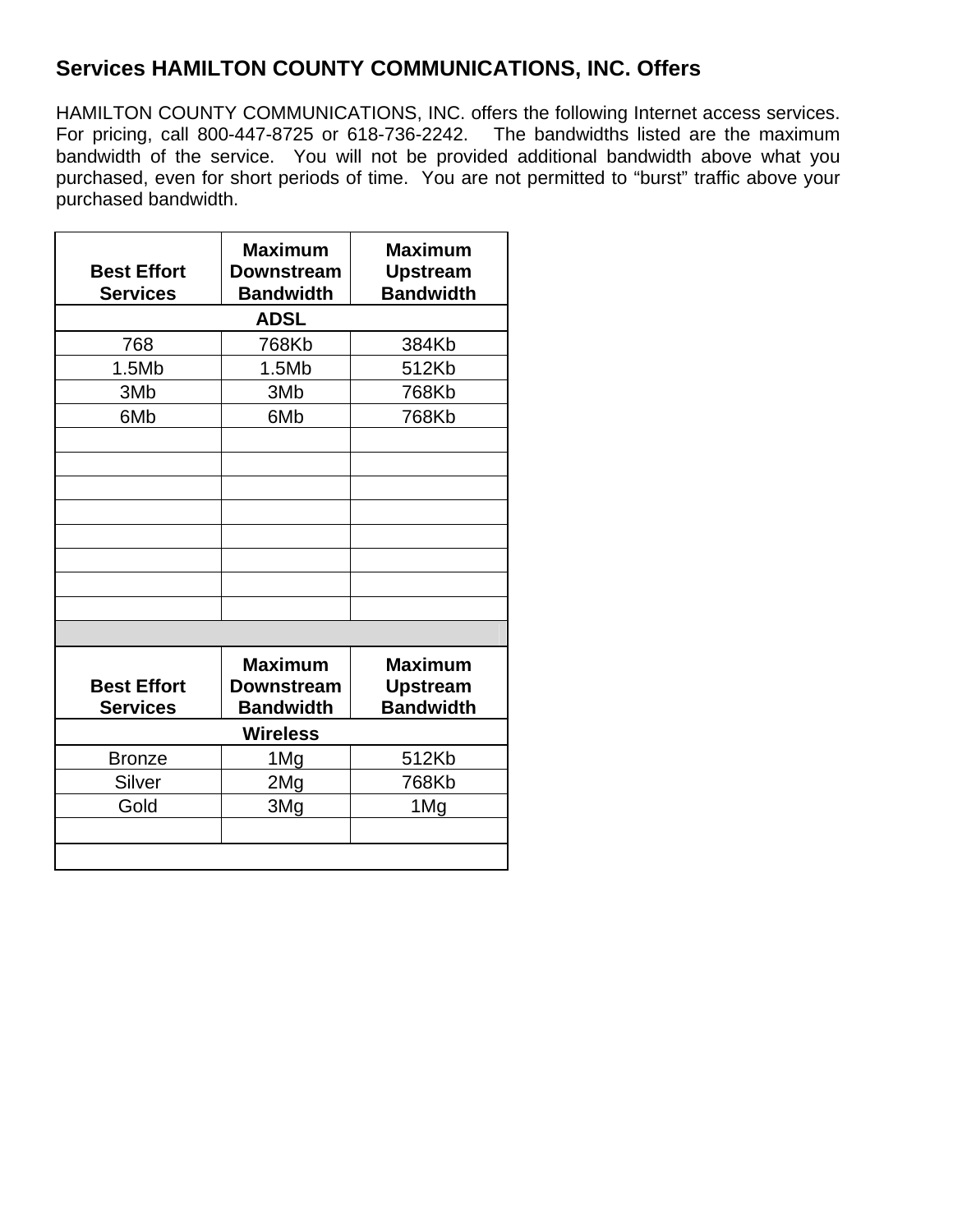## Services HAMILTON COUNTY COMMUNICATIONS, INC. Offers

HAMILTON COUNTY COMMUNICATIONS, INC. offers the following Internet access services. For pricing, call 800-447-8725 or 618-736-2242. The bandwidths listed are the maximum bandwidth of the service. You will not be provided additional bandwidth above what you purchased, even for short periods of time. You are not permitted to “burst” traffic above your purchased bandwidth.

| Best Effort Services | Maximum Downstream Bandwidth | Maximum Upstream Bandwidth |
|---|---|---|
| **ADSL** | | |
| 768 | 768Kb | 384Kb |
| 1.5Mb | 1.5Mb | 512Kb |
| 3Mb | 3Mb | 768Kb |
| 6Mb | 6Mb | 768Kb |
| | | |
| | | |
| | | |
| | | |
| | | |
| | | |
| | | |
| | | |
| | | |
| **Best Effort Services** | **Maximum Downstream Bandwidth** | **Maximum Upstream Bandwidth** |
| **Wireless** | | |
| Bronze | 1Mg | 512Kb |
| Silver | 2Mg | 768Kb |
| Gold | 3Mg | 1Mg |
| | | |
| | | |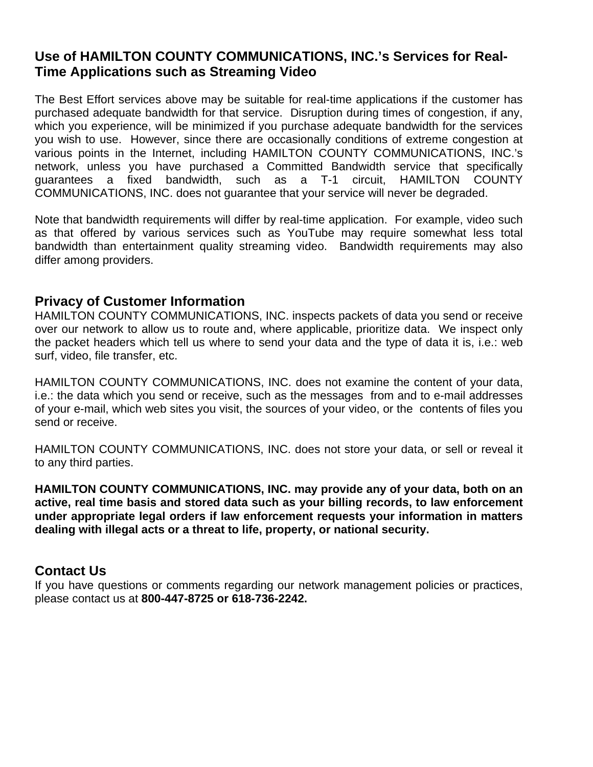## Use of HAMILTON COUNTY COMMUNICATIONS, INC.'s Services for Real-Time Applications such as Streaming Video

The Best Effort services above may be suitable for real-time applications if the customer has purchased adequate bandwidth for that service. Disruption during times of congestion, if any, which you experience, will be minimized if you purchase adequate bandwidth for the services you wish to use. However, since there are occasionally conditions of extreme congestion at various points in the Internet, including HAMILTON COUNTY COMMUNICATIONS, INC.'s network, unless you have purchased a Committed Bandwidth service that specifically guarantees a fixed bandwidth, such as a T-1 circuit, HAMILTON COUNTY COMMUNICATIONS, INC. does not guarantee that your service will never be degraded.

Note that bandwidth requirements will differ by real-time application. For example, video such as that offered by various services such as YouTube may require somewhat less total bandwidth than entertainment quality streaming video. Bandwidth requirements may also differ among providers.

## Privacy of Customer Information

HAMILTON COUNTY COMMUNICATIONS, INC. inspects packets of data you send or receive over our network to allow us to route and, where applicable, prioritize data. We inspect only the packet headers which tell us where to send your data and the type of data it is, i.e.: web surf, video, file transfer, etc.

HAMILTON COUNTY COMMUNICATIONS, INC. does not examine the content of your data, i.e.: the data which you send or receive, such as the messages from and to e-mail addresses of your e-mail, which web sites you visit, the sources of your video, or the contents of files you send or receive.

HAMILTON COUNTY COMMUNICATIONS, INC. does not store your data, or sell or reveal it to any third parties.

**HAMILTON COUNTY COMMUNICATIONS, INC. may provide any of your data, both on an active, real time basis and stored data such as your billing records, to law enforcement under appropriate legal orders if law enforcement requests your information in matters dealing with illegal acts or a threat to life, property, or national security.**

## Contact Us

If you have questions or comments regarding our network management policies or practices, please contact us at **800-447-8725 or 618-736-2242.**